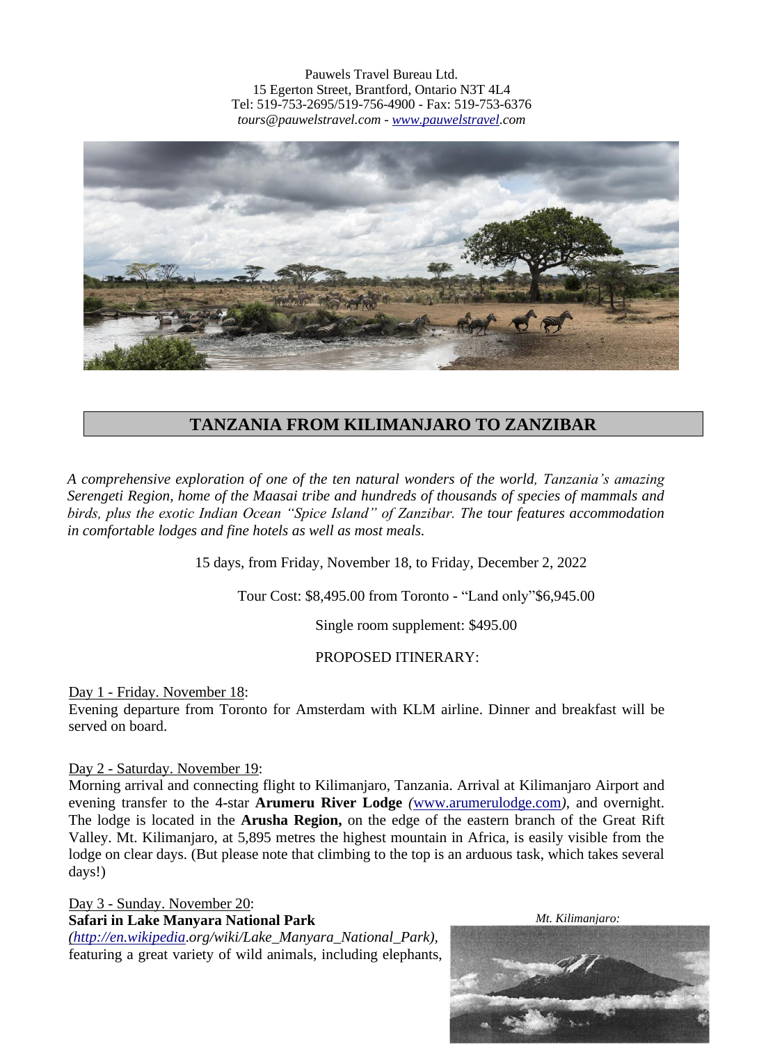Pauwels Travel Bureau Ltd.
15 Egerton Street, Brantford, Ontario N3T 4L4
Tel: 519-753-2695/519-756-4900 - Fax: 519-753-6376
*tours@pauwelstravel.com - www.pauwelstravel.com*

# TANZANIA FROM KILIMANJARO TO ZANZIBAR

*A comprehensive exploration of one of the ten natural wonders of the world, Tanzania's amazing Serengeti Region, home of the Maasai tribe and hundreds of thousands of species of mammals and birds, plus the exotic Indian Ocean "Spice Island" of Zanzibar. The tour features accommodation in comfortable lodges and fine hotels as well as most meals.*

15 days, from Friday, November 18, to Friday, December 2, 2022

Tour Cost: $8,495.00 from Toronto - "Land only"$6,945.00

Single room supplement: $495.00

PROPOSED ITINERARY:

Day 1 - Friday. November 18:
Evening departure from Toronto for Amsterdam with KLM airline. Dinner and breakfast will be served on board.

Day 2 - Saturday. November 19:
Morning arrival and connecting flight to Kilimanjaro, Tanzania. Arrival at Kilimanjaro Airport and evening transfer to the 4-star **Arumeru River Lodge** *(*www.arumerulodge.com*)*, and overnight. The lodge is located in the **Arusha Region,** on the edge of the eastern branch of the Great Rift Valley. Mt. Kilimanjaro, at 5,895 metres the highest mountain in Africa, is easily visible from the lodge on clear days. (But please note that climbing to the top is an arduous task, which takes several days!)

Day 3 - Sunday. November 20:
**Safari in Lake Manyara National Park**
*(http://en.wikipedia.org/wiki/Lake_Manyara_National_Park)*, featuring a great variety of wild animals, including elephants,

*Mt. Kilimanjaro:*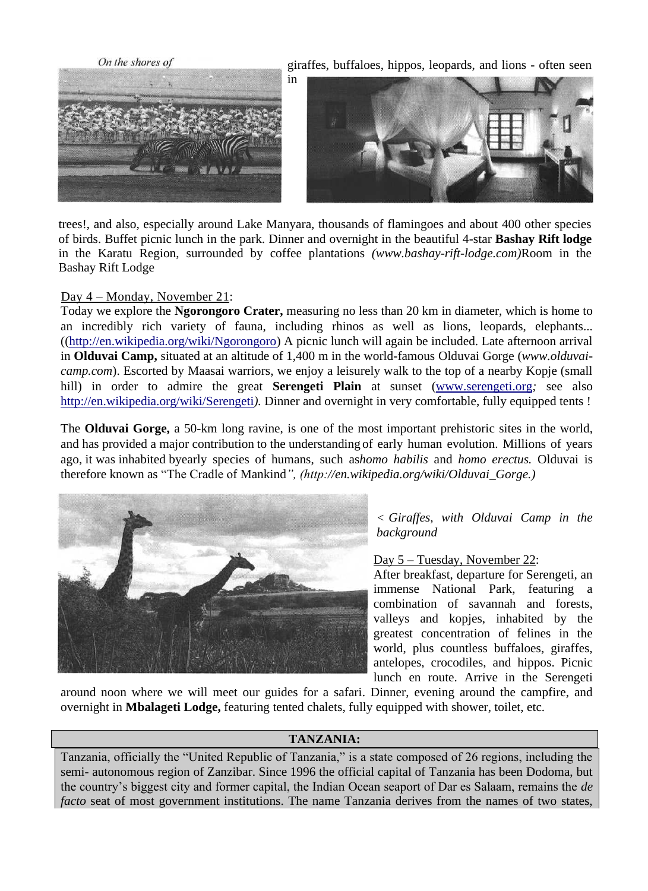giraffes, buffaloes, hippos, leopards, and lions - often seen in trees!, and also, especially around Lake Manyara, thousands of flamingoes and about 400 other species of birds. Buffet picnic lunch in the park. Dinner and overnight in the beautiful 4-star **Bashay Rift lodge** in the Karatu Region, surrounded by coffee plantations *(www.bashay-rift-lodge.com)*Room in the Bashay Rift Lodge

Day 4 – Monday, November 21:
Today we explore the **Ngorongoro Crater,** measuring no less than 20 km in diameter, which is home to an incredibly rich variety of fauna, including rhinos as well as lions, leopards, elephants... ((http://en.wikipedia.org/wiki/Ngorongoro) A picnic lunch will again be included. Late afternoon arrival in **Olduvai Camp,** situated at an altitude of 1,400 m in the world-famous Olduvai Gorge (*www.olduvai-camp.com*). Escorted by Maasai warriors, we enjoy a leisurely walk to the top of a nearby Kopje (small hill) in order to admire the great **Serengeti Plain** at sunset (www.serengeti.org*;* see also http://en.wikipedia.org/wiki/Serengeti*).* Dinner and overnight in very comfortable, fully equipped tents !

The **Olduvai Gorge,** a 50-km long ravine, is one of the most important prehistoric sites in the world, and has provided a major contribution to the understanding of early human evolution. Millions of years ago, it was inhabited byearly species of humans, such as*homo habilis* and *homo erectus.* Olduvai is therefore known as "The Cradle of Mankind*", (http://en.wikipedia.org/wiki/Olduvai_Gorge.)*

*< Giraffes, with Olduvai Camp in the background*

Day 5 – Tuesday, November 22:
After breakfast, departure for Serengeti, an immense National Park, featuring a combination of savannah and forests, valleys and kopjes, inhabited by the greatest concentration of felines in the world, plus countless buffaloes, giraffes, antelopes, crocodiles, and hippos. Picnic lunch en route. Arrive in the Serengeti around noon where we will meet our guides for a safari. Dinner, evening around the campfire, and overnight in **Mbalageti Lodge,** featuring tented chalets, fully equipped with shower, toilet, etc.

**TANZANIA:**

Tanzania, officially the "United Republic of Tanzania," is a state composed of 26 regions, including the semi- autonomous region of Zanzibar. Since 1996 the official capital of Tanzania has been Dodoma, but the country's biggest city and former capital, the Indian Ocean seaport of Dar es Salaam, remains the *de facto* seat of most government institutions. The name Tanzania derives from the names of two states,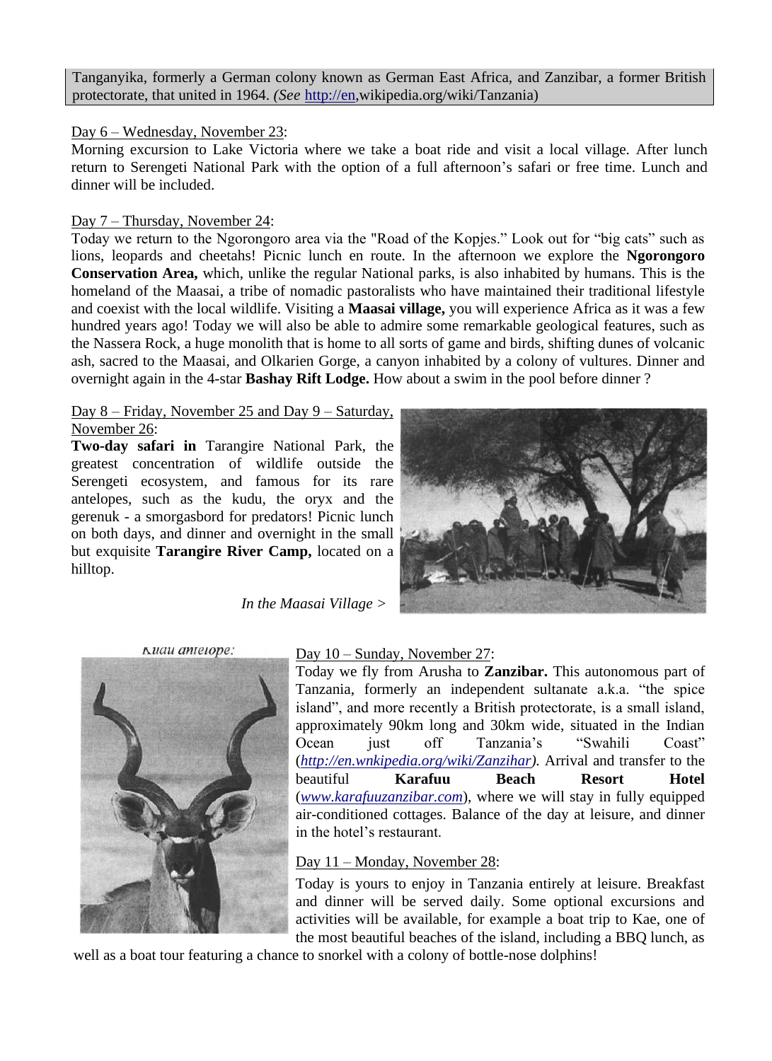Tanganyika, formerly a German colony known as German East Africa, and Zanzibar, a former British protectorate, that united in 1964. *(See* http://en,wikipedia.org/wiki/Tanzania)

Day 6 – Wednesday, November 23:

Morning excursion to Lake Victoria where we take a boat ride and visit a local village. After lunch return to Serengeti National Park with the option of a full afternoon's safari or free time. Lunch and dinner will be included.

Day 7 – Thursday, November 24:

Today we return to the Ngorongoro area via the "Road of the Kopjes." Look out for "big cats" such as lions, leopards and cheetahs! Picnic lunch en route. In the afternoon we explore the **Ngorongoro Conservation Area,** which, unlike the regular National parks, is also inhabited by humans. This is the homeland of the Maasai, a tribe of nomadic pastoralists who have maintained their traditional lifestyle and coexist with the local wildlife. Visiting a **Maasai village,** you will experience Africa as it was a few hundred years ago! Today we will also be able to admire some remarkable geological features, such as the Nassera Rock, a huge monolith that is home to all sorts of game and birds, shifting dunes of volcanic ash, sacred to the Maasai, and Olkarien Gorge, a canyon inhabited by a colony of vultures. Dinner and overnight again in the 4-star **Bashay Rift Lodge.** How about a swim in the pool before dinner ?

Day 8 – Friday, November 25 and Day 9 – Saturday, November 26:

**Two-day safari in** Tarangire National Park, the greatest concentration of wildlife outside the Serengeti ecosystem, and famous for its rare antelopes, such as the kudu, the oryx and the gerenuk - a smorgasbord for predators! Picnic lunch on both days, and dinner and overnight in the small but exquisite **Tarangire River Camp,** located on a hilltop.

*In the Maasai Village >*

Kudu antelope:

Day 10 – Sunday, November 27:

Today we fly from Arusha to **Zanzibar.** This autonomous part of Tanzania, formerly an independent sultanate a.k.a. "the spice island", and more recently a British protectorate, is a small island, approximately 90km long and 30km wide, situated in the Indian Ocean just off Tanzania's "Swahili Coast" (*http://en.wnkipedia.org/wiki/Zanzihar*). Arrival and transfer to the beautiful **Karafuu Beach Resort Hotel** (*www.karafuuzanzibar.com*), where we will stay in fully equipped air-conditioned cottages. Balance of the day at leisure, and dinner in the hotel's restaurant.

Day 11 – Monday, November 28:

Today is yours to enjoy in Tanzania entirely at leisure. Breakfast and dinner will be served daily. Some optional excursions and activities will be available, for example a boat trip to Kae, one of the most beautiful beaches of the island, including a BBQ lunch, as well as a boat tour featuring a chance to snorkel with a colony of bottle-nose dolphins!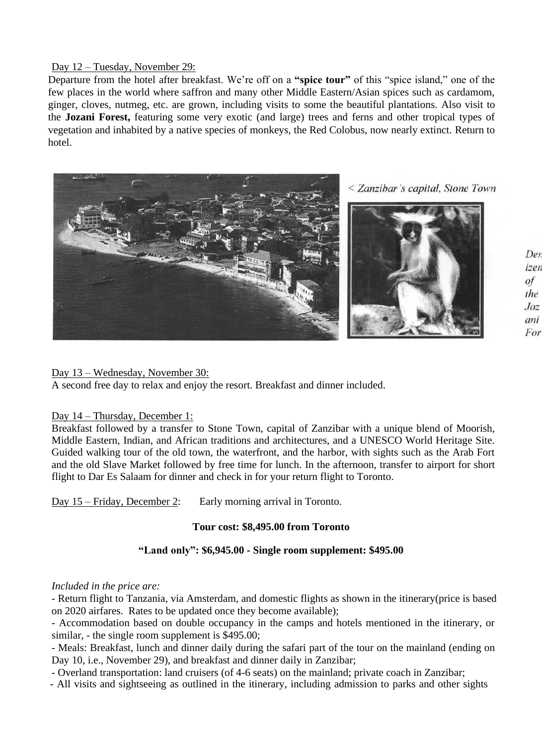Day 12 – Tuesday, November 29:

Departure from the hotel after breakfast. We're off on a **"spice tour"** of this "spice island," one of the few places in the world where saffron and many other Middle Eastern/Asian spices such as cardamom, ginger, cloves, nutmeg, etc. are grown, including visits to some the beautiful plantations. Also visit to the **Jozani Forest,** featuring some very exotic (and large) trees and ferns and other tropical types of vegetation and inhabited by a native species of monkeys, the Red Colobus, now nearly extinct. Return to hotel.

*< Zanzibar's capital, Stone Town*

*Denizen of the Jozani For*

Day 13 – Wednesday, November 30:

A second free day to relax and enjoy the resort. Breakfast and dinner included.

Day 14 – Thursday, December 1:

Breakfast followed by a transfer to Stone Town, capital of Zanzibar with a unique blend of Moorish, Middle Eastern, Indian, and African traditions and architectures, and a UNESCO World Heritage Site. Guided walking tour of the old town, the waterfront, and the harbor, with sights such as the Arab Fort and the old Slave Market followed by free time for lunch. In the afternoon, transfer to airport for short flight to Dar Es Salaam for dinner and check in for your return flight to Toronto.

Day 15 – Friday, December 2: Early morning arrival in Toronto.

**Tour cost: $8,495.00 from Toronto**

**"Land only": $6,945.00 - Single room supplement: $495.00**

*Included in the price are:*

- Return flight to Tanzania, via Amsterdam, and domestic flights as shown in the itinerary(price is based on 2020 airfares. Rates to be updated once they become available);
- Accommodation based on double occupancy in the camps and hotels mentioned in the itinerary, or similar, - the single room supplement is $495.00;
- Meals: Breakfast, lunch and dinner daily during the safari part of the tour on the mainland (ending on Day 10, i.e., November 29), and breakfast and dinner daily in Zanzibar;
- Overland transportation: land cruisers (of 4-6 seats) on the mainland; private coach in Zanzibar;
- All visits and sightseeing as outlined in the itinerary, including admission to parks and other sights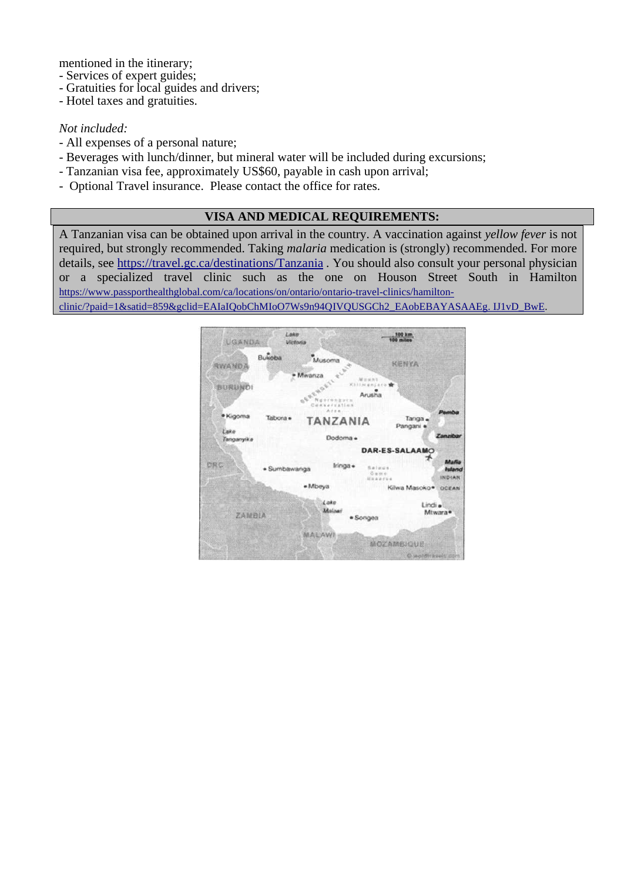mentioned in the itinerary;
- Services of expert guides;
- Gratuities for local guides and drivers;
- Hotel taxes and gratuities.

*Not included:*
- All expenses of a personal nature;
- Beverages with lunch/dinner, but mineral water will be included during excursions;
- Tanzanian visa fee, approximately US$60, payable in cash upon arrival;
- Optional Travel insurance. Please contact the office for rates.

## VISA AND MEDICAL REQUIREMENTS:

A Tanzanian visa can be obtained upon arrival in the country. A vaccination against *yellow fever* is not required, but strongly recommended. Taking *malaria* medication is (strongly) recommended. For more details, see https://travel.gc.ca/destinations/Tanzania . You should also consult your personal physician or a specialized travel clinic such as the one on Houson Street South in Hamilton https://www.passporthealthglobal.com/ca/locations/on/ontario/ontario-travel-clinics/hamilton-clinic/?paid=1&satid=859&gclid=EAIaIQobChMIoO7Ws9n94QIVQUSGCh2_EAobEBAYASAAEg. IJ1vD_BwE.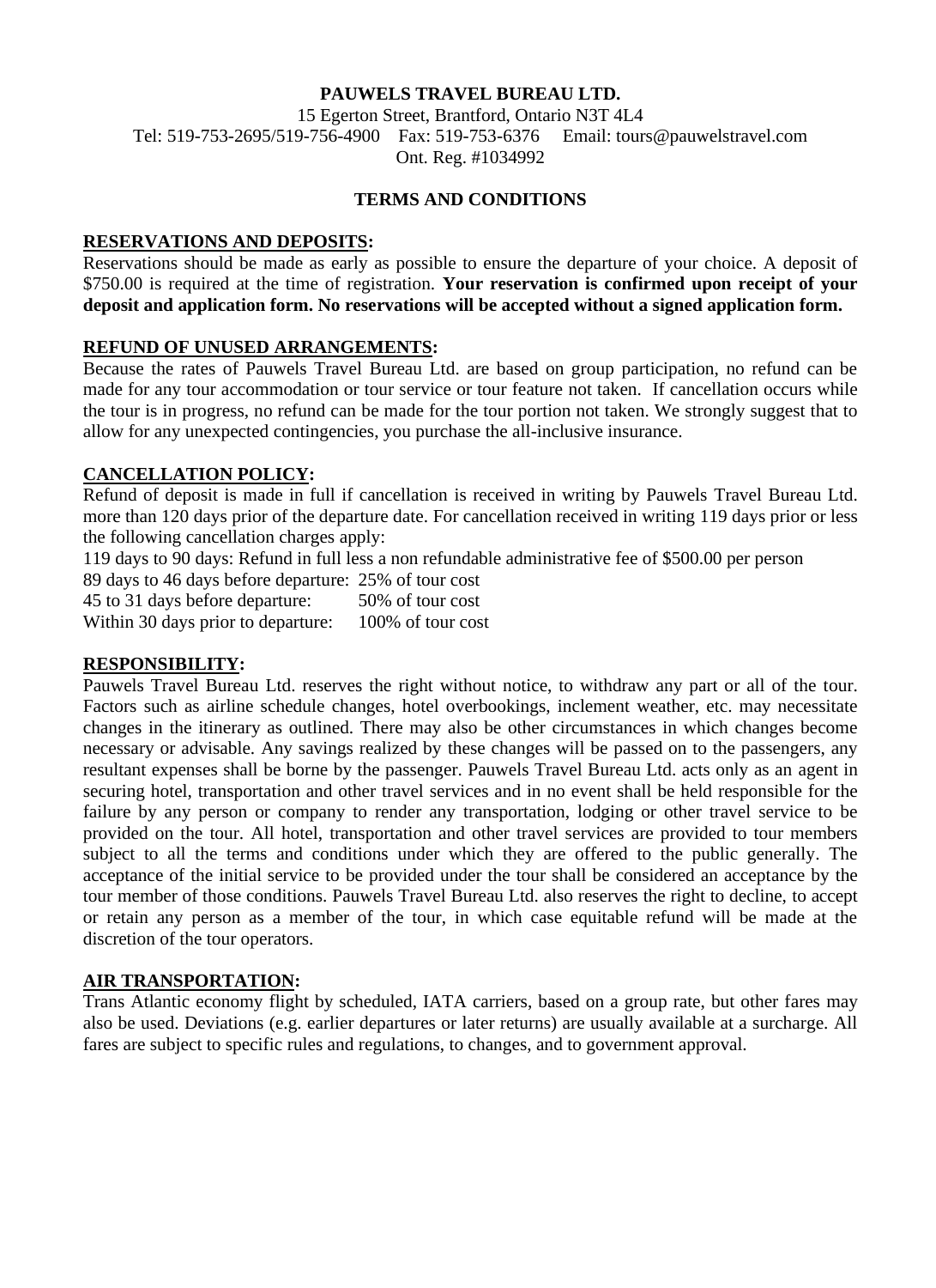**PAUWELS TRAVEL BUREAU LTD.**

15 Egerton Street, Brantford, Ontario N3T 4L4

Tel: 519-753-2695/519-756-4900 Fax: 519-753-6376 Email: tours@pauwelstravel.com

Ont. Reg. #1034992

## TERMS AND CONDITIONS

### RESERVATIONS AND DEPOSITS:

Reservations should be made as early as possible to ensure the departure of your choice. A deposit of $750.00 is required at the time of registration. **Your reservation is confirmed upon receipt of your deposit and application form. No reservations will be accepted without a signed application form.**

### REFUND OF UNUSED ARRANGEMENTS:

Because the rates of Pauwels Travel Bureau Ltd. are based on group participation, no refund can be made for any tour accommodation or tour service or tour feature not taken. If cancellation occurs while the tour is in progress, no refund can be made for the tour portion not taken. We strongly suggest that to allow for any unexpected contingencies, you purchase the all-inclusive insurance.

### CANCELLATION POLICY:

Refund of deposit is made in full if cancellation is received in writing by Pauwels Travel Bureau Ltd. more than 120 days prior of the departure date. For cancellation received in writing 119 days prior or less the following cancellation charges apply:

119 days to 90 days: Refund in full less a non refundable administrative fee of $500.00 per person
89 days to 46 days before departure: 25% of tour cost
45 to 31 days before departure: 50% of tour cost
Within 30 days prior to departure: 100% of tour cost

### RESPONSIBILITY:

Pauwels Travel Bureau Ltd. reserves the right without notice, to withdraw any part or all of the tour. Factors such as airline schedule changes, hotel overbookings, inclement weather, etc. may necessitate changes in the itinerary as outlined. There may also be other circumstances in which changes become necessary or advisable. Any savings realized by these changes will be passed on to the passengers, any resultant expenses shall be borne by the passenger. Pauwels Travel Bureau Ltd. acts only as an agent in securing hotel, transportation and other travel services and in no event shall be held responsible for the failure by any person or company to render any transportation, lodging or other travel service to be provided on the tour. All hotel, transportation and other travel services are provided to tour members subject to all the terms and conditions under which they are offered to the public generally. The acceptance of the initial service to be provided under the tour shall be considered an acceptance by the tour member of those conditions. Pauwels Travel Bureau Ltd. also reserves the right to decline, to accept or retain any person as a member of the tour, in which case equitable refund will be made at the discretion of the tour operators.

### AIR TRANSPORTATION:

Trans Atlantic economy flight by scheduled, IATA carriers, based on a group rate, but other fares may also be used. Deviations (e.g. earlier departures or later returns) are usually available at a surcharge. All fares are subject to specific rules and regulations, to changes, and to government approval.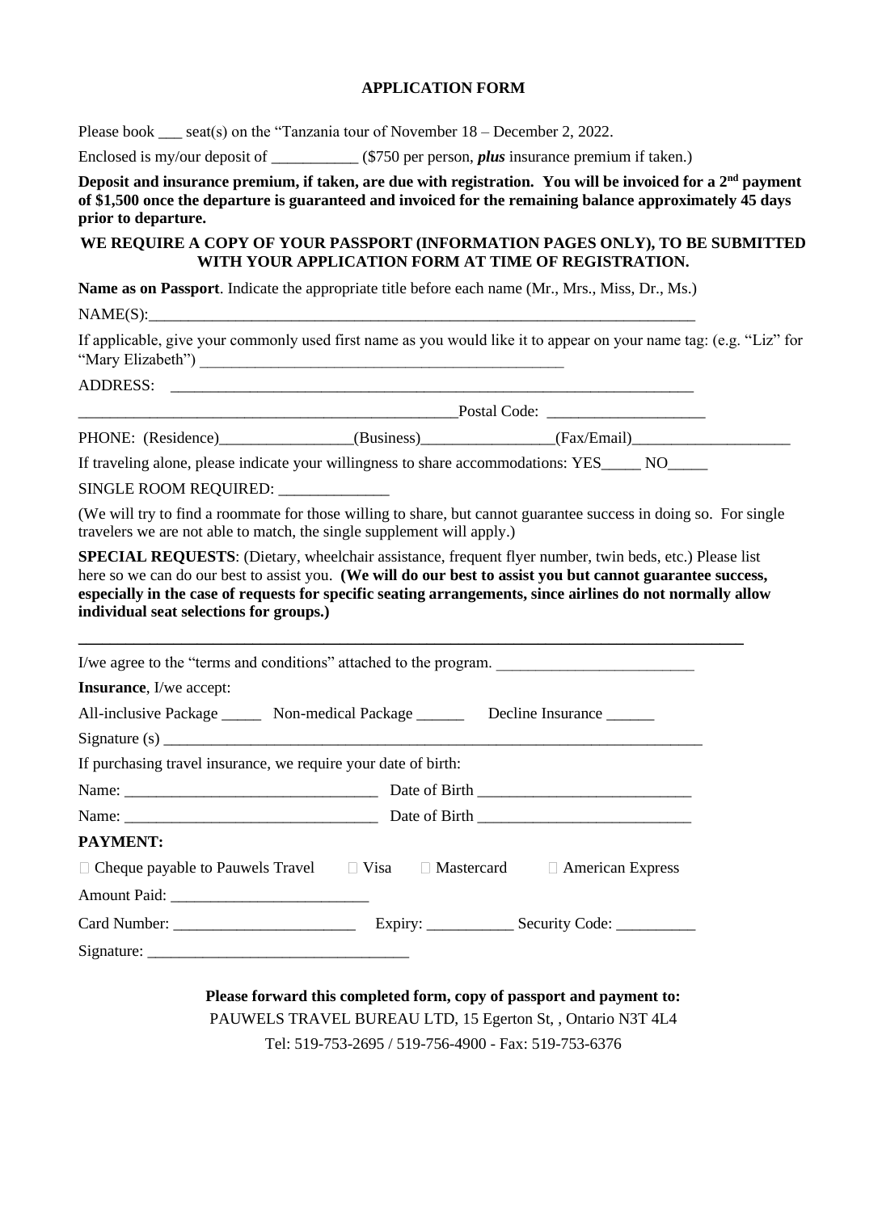# APPLICATION FORM

Please book ___ seat(s) on the "Tanzania tour of November 18 – December 2, 2022.

Enclosed is my/our deposit of ___________ ($750 per person, ***plus*** insurance premium if taken.)

**Deposit and insurance premium, if taken, are due with registration. You will be invoiced for a 2nd payment of $1,500 once the departure is guaranteed and invoiced for the remaining balance approximately 45 days prior to departure.**

**WE REQUIRE A COPY OF YOUR PASSPORT (INFORMATION PAGES ONLY), TO BE SUBMITTED WITH YOUR APPLICATION FORM AT TIME OF REGISTRATION.**

**Name as on Passport**. Indicate the appropriate title before each name (Mr., Mrs., Miss, Dr., Ms.)

NAME(S):_______________________________________________________________________

If applicable, give your commonly used first name as you would like it to appear on your name tag: (e.g. "Liz" for "Mary Elizabeth") _______________________________________________

ADDRESS: ________________________________________________________________

__________________________________________________Postal Code: ____________________

PHONE: (Residence)_________________(Business)_________________(Fax/Email)____________________

If traveling alone, please indicate your willingness to share accommodations: YES_____ NO_____

SINGLE ROOM REQUIRED: ______________

(We will try to find a roommate for those willing to share, but cannot guarantee success in doing so. For single travelers we are not able to match, the single supplement will apply.)

**SPECIAL REQUESTS**: (Dietary, wheelchair assistance, frequent flyer number, twin beds, etc.) Please list here so we can do our best to assist you. **(We will do our best to assist you but cannot guarantee success, especially in the case of requests for specific seating arrangements, since airlines do not normally allow individual seat selections for groups.)**

_______________________________________________________________________________________

I/we agree to the "terms and conditions" attached to the program. _________________________

**Insurance**, I/we accept:

All-inclusive Package _____ Non-medical Package ______ Decline Insurance ______

Signature (s) _______________________________________________________________________

If purchasing travel insurance, we require your date of birth:

Name: _______________________________ Date of Birth ___________________________

Name: _______________________________ Date of Birth ___________________________

**PAYMENT:**

☐ Cheque payable to Pauwels Travel ☐ Visa ☐ Mastercard ☐ American Express

Amount Paid: _________________________

Card Number: _______________________ Expiry: ___________ Security Code: __________

Signature: ________________________________

**Please forward this completed form, copy of passport and payment to:**

PAUWELS TRAVEL BUREAU LTD, 15 Egerton St, , Ontario N3T 4L4

Tel: 519-753-2695 / 519-756-4900 - Fax: 519-753-6376